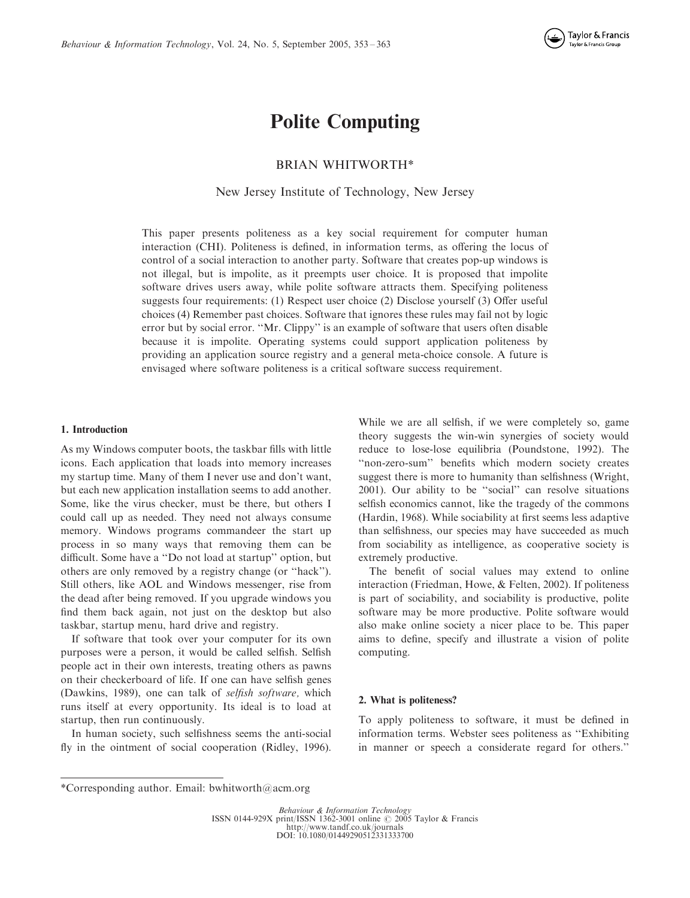# Polite Computing

BRIAN WHITWORTH*

New Jersey Institute of Technology, New Jersey

This paper presents politeness as a key social requirement for computer human interaction (CHI). Politeness is defined, in information terms, as offering the locus of control of a social interaction to another party. Software that creates pop-up windows is not illegal, but is impolite, as it preempts user choice. It is proposed that impolite software drives users away, while polite software attracts them. Specifying politeness suggests four requirements: (1) Respect user choice (2) Disclose yourself (3) Offer useful choices (4) Remember past choices. Software that ignores these rules may fail not by logic error but by social error. "Mr. Clippy" is an example of software that users often disable because it is impolite. Operating systems could support application politeness by providing an application source registry and a general meta-choice console. A future is envisaged where software politeness is a critical software success requirement.

## 1. Introduction

As my Windows computer boots, the taskbar fills with little icons. Each application that loads into memory increases my startup time. Many of them I never use and don't want, but each new application installation seems to add another. Some, like the virus checker, must be there, but others I could call up as needed. They need not always consume memory. Windows programs commandeer the start up process in so many ways that removing them can be difficult. Some have a "Do not load at startup" option, but others are only removed by a registry change (or "hack"). Still others, like AOL and Windows messenger, rise from the dead after being removed. If you upgrade windows you find them back again, not just on the desktop but also taskbar, startup menu, hard drive and registry.

If software that took over your computer for its own purposes were a person, it would be called selfish. Selfish people act in their own interests, treating others as pawns on their checkerboard of life. If one can have selfish genes (Dawkins, 1989), one can talk of *selfish software,* which runs itself at every opportunity. Its ideal is to load at startup, then run continuously.

In human society, such selfishness seems the anti-social fly in the ointment of social cooperation (Ridley, 1996). While we are all selfish, if we were completely so, game theory suggests the win-win synergies of society would reduce to lose-lose equilibria (Poundstone, 1992). The "non-zero-sum" benefits which modern society creates suggest there is more to humanity than selfishness (Wright, 2001). Our ability to be "social" can resolve situations selfish economics cannot, like the tragedy of the commons (Hardin, 1968). While sociability at first seems less adaptive than selfishness, our species may have succeeded as much from sociability as intelligence, as cooperative society is extremely productive.

The benefit of social values may extend to online interaction (Friedman, Howe, & Felten, 2002). If politeness is part of sociability, and sociability is productive, polite software may be more productive. Polite software would also make online society a nicer place to be. This paper aims to define, specify and illustrate a vision of polite computing.

## 2. What is politeness?

To apply politeness to software, it must be defined in information terms. Webster sees politeness as "Exhibiting in manner or speech a considerate regard for others."

*Corresponding author. Email: bwhitworth@acm.org

Behaviour & Information Technology
ISSN 0144-929X print/ISSN 1362-3001 online © 2005 Taylor & Francis
http://www.tandf.co.uk/journals
DOI: 10.1080/01449290512331333700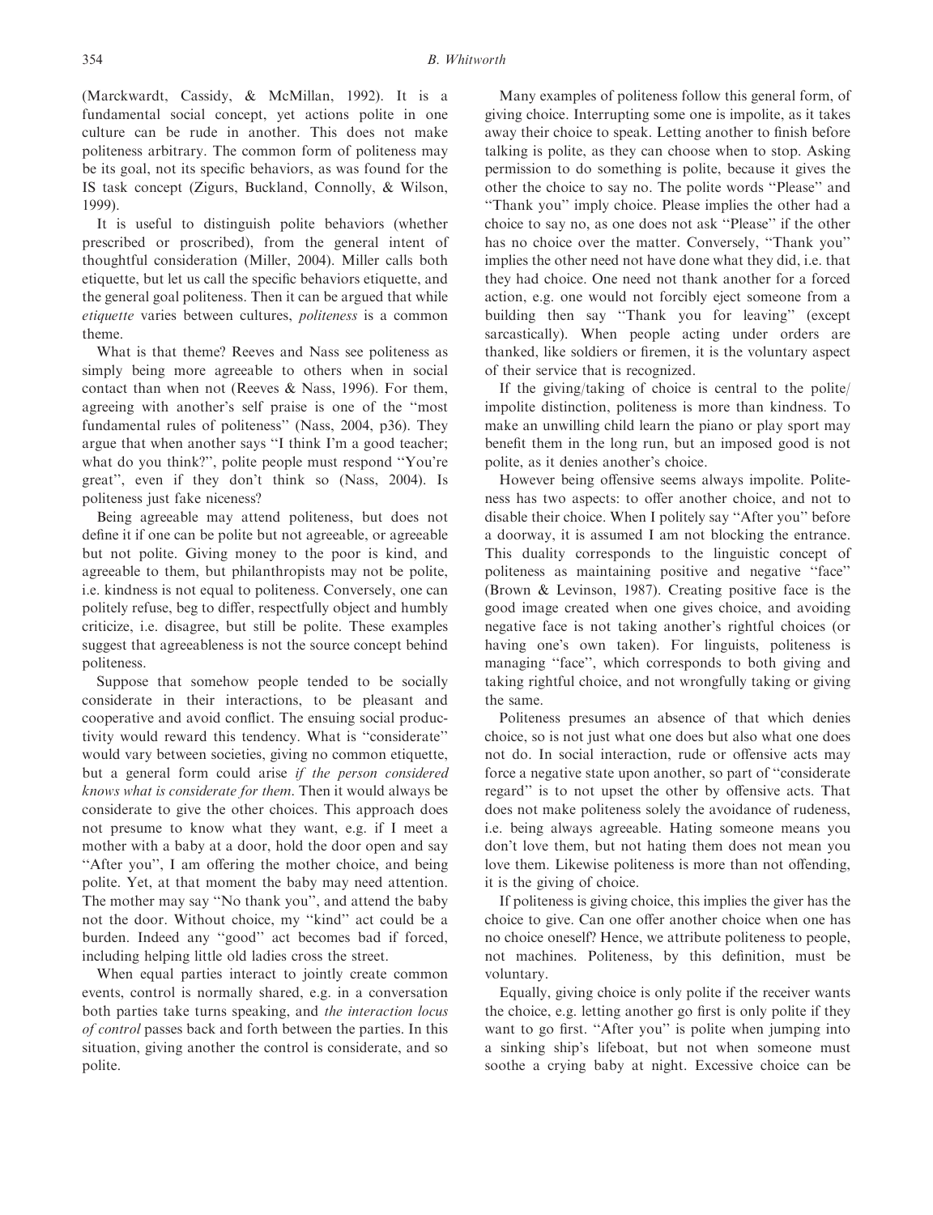(Marckwardt, Cassidy, & McMillan, 1992). It is a fundamental social concept, yet actions polite in one culture can be rude in another. This does not make politeness arbitrary. The common form of politeness may be its goal, not its specific behaviors, as was found for the IS task concept (Zigurs, Buckland, Connolly, & Wilson, 1999).

It is useful to distinguish polite behaviors (whether prescribed or proscribed), from the general intent of thoughtful consideration (Miller, 2004). Miller calls both etiquette, but let us call the specific behaviors etiquette, and the general goal politeness. Then it can be argued that while *etiquette* varies between cultures, *politeness* is a common theme.

What is that theme? Reeves and Nass see politeness as simply being more agreeable to others when in social contact than when not (Reeves & Nass, 1996). For them, agreeing with another's self praise is one of the "most fundamental rules of politeness" (Nass, 2004, p36). They argue that when another says "I think I'm a good teacher; what do you think?", polite people must respond "You're great", even if they don't think so (Nass, 2004). Is politeness just fake niceness?

Being agreeable may attend politeness, but does not define it if one can be polite but not agreeable, or agreeable but not polite. Giving money to the poor is kind, and agreeable to them, but philanthropists may not be polite, i.e. kindness is not equal to politeness. Conversely, one can politely refuse, beg to differ, respectfully object and humbly criticize, i.e. disagree, but still be polite. These examples suggest that agreeableness is not the source concept behind politeness.

Suppose that somehow people tended to be socially considerate in their interactions, to be pleasant and cooperative and avoid conflict. The ensuing social productivity would reward this tendency. What is "considerate" would vary between societies, giving no common etiquette, but a general form could arise *if the person considered knows what is considerate for them*. Then it would always be considerate to give the other choices. This approach does not presume to know what they want, e.g. if I meet a mother with a baby at a door, hold the door open and say "After you", I am offering the mother choice, and being polite. Yet, at that moment the baby may need attention. The mother may say "No thank you", and attend the baby not the door. Without choice, my "kind" act could be a burden. Indeed any "good" act becomes bad if forced, including helping little old ladies cross the street.

When equal parties interact to jointly create common events, control is normally shared, e.g. in a conversation both parties take turns speaking, and *the interaction locus of control* passes back and forth between the parties. In this situation, giving another the control is considerate, and so polite.

Many examples of politeness follow this general form, of giving choice. Interrupting some one is impolite, as it takes away their choice to speak. Letting another to finish before talking is polite, as they can choose when to stop. Asking permission to do something is polite, because it gives the other the choice to say no. The polite words "Please" and "Thank you" imply choice. Please implies the other had a choice to say no, as one does not ask "Please" if the other has no choice over the matter. Conversely, "Thank you" implies the other need not have done what they did, i.e. that they had choice. One need not thank another for a forced action, e.g. one would not forcibly eject someone from a building then say "Thank you for leaving" (except sarcastically). When people acting under orders are thanked, like soldiers or firemen, it is the voluntary aspect of their service that is recognized.

If the giving/taking of choice is central to the polite/impolite distinction, politeness is more than kindness. To make an unwilling child learn the piano or play sport may benefit them in the long run, but an imposed good is not polite, as it denies another's choice.

However being offensive seems always impolite. Politeness has two aspects: to offer another choice, and not to disable their choice. When I politely say "After you" before a doorway, it is assumed I am not blocking the entrance. This duality corresponds to the linguistic concept of politeness as maintaining positive and negative "face" (Brown & Levinson, 1987). Creating positive face is the good image created when one gives choice, and avoiding negative face is not taking another's rightful choices (or having one's own taken). For linguists, politeness is managing "face", which corresponds to both giving and taking rightful choice, and not wrongfully taking or giving the same.

Politeness presumes an absence of that which denies choice, so is not just what one does but also what one does not do. In social interaction, rude or offensive acts may force a negative state upon another, so part of "considerate regard" is to not upset the other by offensive acts. That does not make politeness solely the avoidance of rudeness, i.e. being always agreeable. Hating someone means you don't love them, but not hating them does not mean you love them. Likewise politeness is more than not offending, it is the giving of choice.

If politeness is giving choice, this implies the giver has the choice to give. Can one offer another choice when one has no choice oneself? Hence, we attribute politeness to people, not machines. Politeness, by this definition, must be voluntary.

Equally, giving choice is only polite if the receiver wants the choice, e.g. letting another go first is only polite if they want to go first. "After you" is polite when jumping into a sinking ship's lifeboat, but not when someone must soothe a crying baby at night. Excessive choice can be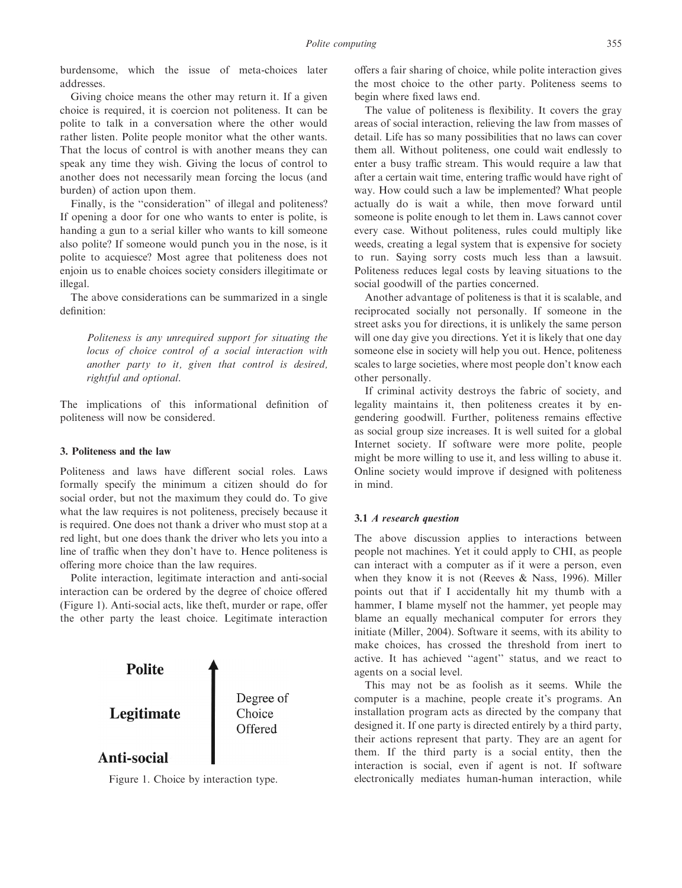burdensome, which the issue of meta-choices later addresses.

Giving choice means the other may return it. If a given choice is required, it is coercion not politeness. It can be polite to talk in a conversation where the other would rather listen. Polite people monitor what the other wants. That the locus of control is with another means they can speak any time they wish. Giving the locus of control to another does not necessarily mean forcing the locus (and burden) of action upon them.

Finally, is the "consideration" of illegal and politeness? If opening a door for one who wants to enter is polite, is handing a gun to a serial killer who wants to kill someone also polite? If someone would punch you in the nose, is it polite to acquiesce? Most agree that politeness does not enjoin us to enable choices society considers illegitimate or illegal.

The above considerations can be summarized in a single definition:

> *Politeness is any unrequired support for situating the locus of choice control of a social interaction with another party to it, given that control is desired, rightful and optional.*

The implications of this informational definition of politeness will now be considered.

## 3. Politeness and the law

Politeness and laws have different social roles. Laws formally specify the minimum a citizen should do for social order, but not the maximum they could do. To give what the law requires is not politeness, precisely because it is required. One does not thank a driver who must stop at a red light, but one does thank the driver who lets you into a line of traffic when they don't have to. Hence politeness is offering more choice than the law requires.

Polite interaction, legitimate interaction and anti-social interaction can be ordered by the degree of choice offered (Figure 1). Anti-social acts, like theft, murder or rape, offer the other party the least choice. Legitimate interaction offers a fair sharing of choice, while polite interaction gives the most choice to the other party. Politeness seems to begin where fixed laws end.

Polite

Legitimate

Anti-social

Degree of Choice Offered

Figure 1. Choice by interaction type.

The value of politeness is flexibility. It covers the gray areas of social interaction, relieving the law from masses of detail. Life has so many possibilities that no laws can cover them all. Without politeness, one could wait endlessly to enter a busy traffic stream. This would require a law that after a certain wait time, entering traffic would have right of way. How could such a law be implemented? What people actually do is wait a while, then move forward until someone is polite enough to let them in. Laws cannot cover every case. Without politeness, rules could multiply like weeds, creating a legal system that is expensive for society to run. Saying sorry costs much less than a lawsuit. Politeness reduces legal costs by leaving situations to the social goodwill of the parties concerned.

Another advantage of politeness is that it is scalable, and reciprocated socially not personally. If someone in the street asks you for directions, it is unlikely the same person will one day give you directions. Yet it is likely that one day someone else in society will help you out. Hence, politeness scales to large societies, where most people don't know each other personally.

If criminal activity destroys the fabric of society, and legality maintains it, then politeness creates it by engendering goodwill. Further, politeness remains effective as social group size increases. It is well suited for a global Internet society. If software were more polite, people might be more willing to use it, and less willing to abuse it. Online society would improve if designed with politeness in mind.

### 3.1 *A research question*

The above discussion applies to interactions between people not machines. Yet it could apply to CHI, as people can interact with a computer as if it were a person, even when they know it is not (Reeves & Nass, 1996). Miller points out that if I accidentally hit my thumb with a hammer, I blame myself not the hammer, yet people may blame an equally mechanical computer for errors they initiate (Miller, 2004). Software it seems, with its ability to make choices, has crossed the threshold from inert to active. It has achieved "agent" status, and we react to agents on a social level.

This may not be as foolish as it seems. While the computer is a machine, people create it's programs. An installation program acts as directed by the company that designed it. If one party is directed entirely by a third party, their actions represent that party. They are an agent for them. If the third party is a social entity, then the interaction is social, even if agent is not. If software electronically mediates human-human interaction, while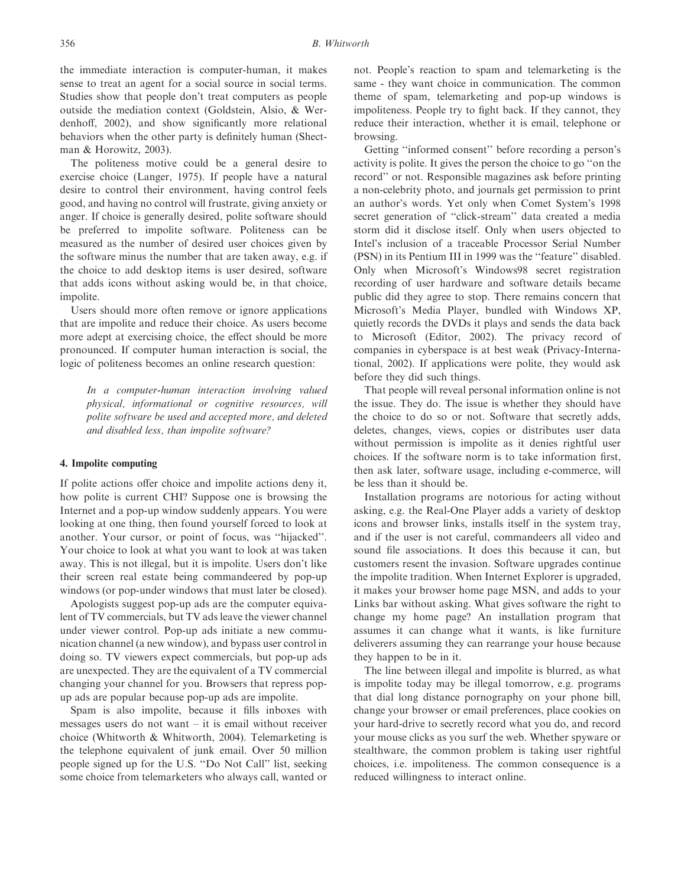the immediate interaction is computer-human, it makes sense to treat an agent for a social source in social terms. Studies show that people don't treat computers as people outside the mediation context (Goldstein, Alsio, & Werdenhoff, 2002), and show significantly more relational behaviors when the other party is definitely human (Shectman & Horowitz, 2003).

The politeness motive could be a general desire to exercise choice (Langer, 1975). If people have a natural desire to control their environment, having control feels good, and having no control will frustrate, giving anxiety or anger. If choice is generally desired, polite software should be preferred to impolite software. Politeness can be measured as the number of desired user choices given by the software minus the number that are taken away, e.g. if the choice to add desktop items is user desired, software that adds icons without asking would be, in that choice, impolite.

Users should more often remove or ignore applications that are impolite and reduce their choice. As users become more adept at exercising choice, the effect should be more pronounced. If computer human interaction is social, the logic of politeness becomes an online research question:

> *In a computer-human interaction involving valued physical, informational or cognitive resources, will polite software be used and accepted more, and deleted and disabled less, than impolite software?*

## 4. Impolite computing

If polite actions offer choice and impolite actions deny it, how polite is current CHI? Suppose one is browsing the Internet and a pop-up window suddenly appears. You were looking at one thing, then found yourself forced to look at another. Your cursor, or point of focus, was ''hijacked''. Your choice to look at what you want to look at was taken away. This is not illegal, but it is impolite. Users don't like their screen real estate being commandeered by pop-up windows (or pop-under windows that must later be closed).

Apologists suggest pop-up ads are the computer equivalent of TV commercials, but TV ads leave the viewer channel under viewer control. Pop-up ads initiate a new communication channel (a new window), and bypass user control in doing so. TV viewers expect commercials, but pop-up ads are unexpected. They are the equivalent of a TV commercial changing your channel for you. Browsers that repress pop-up ads are popular because pop-up ads are impolite.

Spam is also impolite, because it fills inboxes with messages users do not want – it is email without receiver choice (Whitworth & Whitworth, 2004). Telemarketing is the telephone equivalent of junk email. Over 50 million people signed up for the U.S. ''Do Not Call'' list, seeking some choice from telemarketers who always call, wanted or not. People's reaction to spam and telemarketing is the same - they want choice in communication. The common theme of spam, telemarketing and pop-up windows is impoliteness. People try to fight back. If they cannot, they reduce their interaction, whether it is email, telephone or browsing.

Getting ''informed consent'' before recording a person's activity is polite. It gives the person the choice to go ''on the record'' or not. Responsible magazines ask before printing a non-celebrity photo, and journals get permission to print an author's words. Yet only when Comet System's 1998 secret generation of ''click-stream'' data created a media storm did it disclose itself. Only when users objected to Intel's inclusion of a traceable Processor Serial Number (PSN) in its Pentium III in 1999 was the ''feature'' disabled. Only when Microsoft's Windows98 secret registration recording of user hardware and software details became public did they agree to stop. There remains concern that Microsoft's Media Player, bundled with Windows XP, quietly records the DVDs it plays and sends the data back to Microsoft (Editor, 2002). The privacy record of companies in cyberspace is at best weak (Privacy-International, 2002). If applications were polite, they would ask before they did such things.

That people will reveal personal information online is not the issue. They do. The issue is whether they should have the choice to do so or not. Software that secretly adds, deletes, changes, views, copies or distributes user data without permission is impolite as it denies rightful user choices. If the software norm is to take information first, then ask later, software usage, including e-commerce, will be less than it should be.

Installation programs are notorious for acting without asking, e.g. the Real-One Player adds a variety of desktop icons and browser links, installs itself in the system tray, and if the user is not careful, commandeers all video and sound file associations. It does this because it can, but customers resent the invasion. Software upgrades continue the impolite tradition. When Internet Explorer is upgraded, it makes your browser home page MSN, and adds to your Links bar without asking. What gives software the right to change my home page? An installation program that assumes it can change what it wants, is like furniture deliverers assuming they can rearrange your house because they happen to be in it.

The line between illegal and impolite is blurred, as what is impolite today may be illegal tomorrow, e.g. programs that dial long distance pornography on your phone bill, change your browser or email preferences, place cookies on your hard-drive to secretly record what you do, and record your mouse clicks as you surf the web. Whether spyware or stealthware, the common problem is taking user rightful choices, i.e. impoliteness. The common consequence is a reduced willingness to interact online.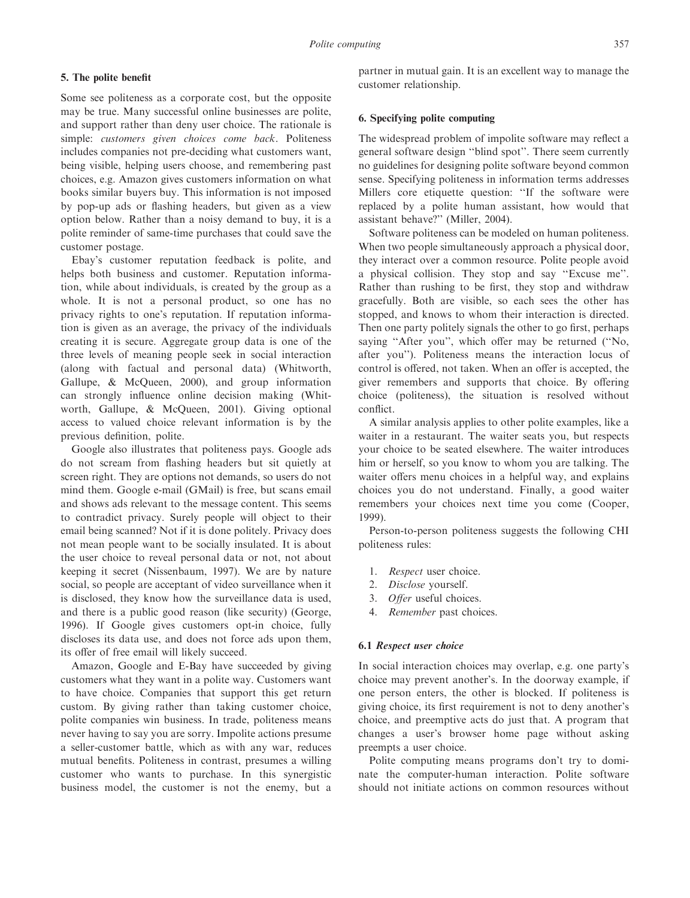## 5. The polite benefit

Some see politeness as a corporate cost, but the opposite may be true. Many successful online businesses are polite, and support rather than deny user choice. The rationale is simple: *customers given choices come back*. Politeness includes companies not pre-deciding what customers want, being visible, helping users choose, and remembering past choices, e.g. Amazon gives customers information on what books similar buyers buy. This information is not imposed by pop-up ads or flashing headers, but given as a view option below. Rather than a noisy demand to buy, it is a polite reminder of same-time purchases that could save the customer postage.

Ebay's customer reputation feedback is polite, and helps both business and customer. Reputation information, while about individuals, is created by the group as a whole. It is not a personal product, so one has no privacy rights to one's reputation. If reputation information is given as an average, the privacy of the individuals creating it is secure. Aggregate group data is one of the three levels of meaning people seek in social interaction (along with factual and personal data) (Whitworth, Gallupe, & McQueen, 2000), and group information can strongly influence online decision making (Whitworth, Gallupe, & McQueen, 2001). Giving optional access to valued choice relevant information is by the previous definition, polite.

Google also illustrates that politeness pays. Google ads do not scream from flashing headers but sit quietly at screen right. They are options not demands, so users do not mind them. Google e-mail (GMail) is free, but scans email and shows ads relevant to the message content. This seems to contradict privacy. Surely people will object to their email being scanned? Not if it is done politely. Privacy does not mean people want to be socially insulated. It is about the user choice to reveal personal data or not, not about keeping it secret (Nissenbaum, 1997). We are by nature social, so people are acceptant of video surveillance when it is disclosed, they know how the surveillance data is used, and there is a public good reason (like security) (George, 1996). If Google gives customers opt-in choice, fully discloses its data use, and does not force ads upon them, its offer of free email will likely succeed.

Amazon, Google and E-Bay have succeeded by giving customers what they want in a polite way. Customers want to have choice. Companies that support this get return custom. By giving rather than taking customer choice, polite companies win business. In trade, politeness means never having to say you are sorry. Impolite actions presume a seller-customer battle, which as with any war, reduces mutual benefits. Politeness in contrast, presumes a willing customer who wants to purchase. In this synergistic business model, the customer is not the enemy, but a partner in mutual gain. It is an excellent way to manage the customer relationship.

## 6. Specifying polite computing

The widespread problem of impolite software may reflect a general software design "blind spot". There seem currently no guidelines for designing polite software beyond common sense. Specifying politeness in information terms addresses Millers core etiquette question: "If the software were replaced by a polite human assistant, how would that assistant behave?" (Miller, 2004).

Software politeness can be modeled on human politeness. When two people simultaneously approach a physical door, they interact over a common resource. Polite people avoid a physical collision. They stop and say "Excuse me". Rather than rushing to be first, they stop and withdraw gracefully. Both are visible, so each sees the other has stopped, and knows to whom their interaction is directed. Then one party politely signals the other to go first, perhaps saying "After you", which offer may be returned ("No, after you"). Politeness means the interaction locus of control is offered, not taken. When an offer is accepted, the giver remembers and supports that choice. By offering choice (politeness), the situation is resolved without conflict.

A similar analysis applies to other polite examples, like a waiter in a restaurant. The waiter seats you, but respects your choice to be seated elsewhere. The waiter introduces him or herself, so you know to whom you are talking. The waiter offers menu choices in a helpful way, and explains choices you do not understand. Finally, a good waiter remembers your choices next time you come (Cooper, 1999).

Person-to-person politeness suggests the following CHI politeness rules:

1. *Respect* user choice.
2. *Disclose* yourself.
3. *Offer* useful choices.
4. *Remember* past choices.

### 6.1 *Respect user choice*

In social interaction choices may overlap, e.g. one party's choice may prevent another's. In the doorway example, if one person enters, the other is blocked. If politeness is giving choice, its first requirement is not to deny another's choice, and preemptive acts do just that. A program that changes a user's browser home page without asking preempts a user choice.

Polite computing means programs don't try to dominate the computer-human interaction. Polite software should not initiate actions on common resources without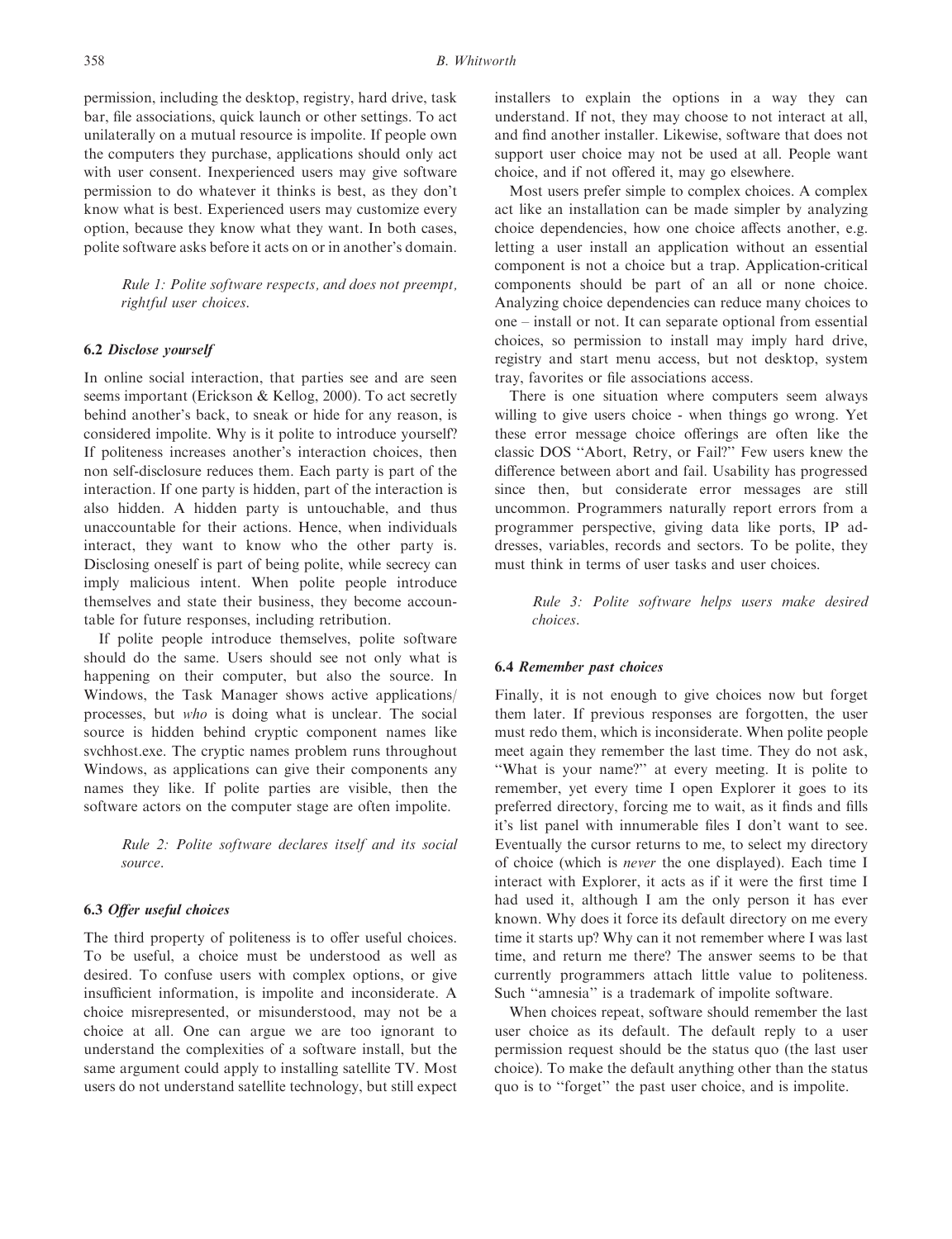permission, including the desktop, registry, hard drive, task bar, file associations, quick launch or other settings. To act unilaterally on a mutual resource is impolite. If people own the computers they purchase, applications should only act with user consent. Inexperienced users may give software permission to do whatever it thinks is best, as they don't know what is best. Experienced users may customize every option, because they know what they want. In both cases, polite software asks before it acts on or in another's domain.

> *Rule 1: Polite software respects, and does not preempt, rightful user choices.*

### 6.2 *Disclose yourself*

In online social interaction, that parties see and are seen seems important (Erickson & Kellog, 2000). To act secretly behind another's back, to sneak or hide for any reason, is considered impolite. Why is it polite to introduce yourself? If politeness increases another's interaction choices, then non self-disclosure reduces them. Each party is part of the interaction. If one party is hidden, part of the interaction is also hidden. A hidden party is untouchable, and thus unaccountable for their actions. Hence, when individuals interact, they want to know who the other party is. Disclosing oneself is part of being polite, while secrecy can imply malicious intent. When polite people introduce themselves and state their business, they become accountable for future responses, including retribution.

If polite people introduce themselves, polite software should do the same. Users should see not only what is happening on their computer, but also the source. In Windows, the Task Manager shows active applications/processes, but *who* is doing what is unclear. The social source is hidden behind cryptic component names like svchhost.exe. The cryptic names problem runs throughout Windows, as applications can give their components any names they like. If polite parties are visible, then the software actors on the computer stage are often impolite.

> *Rule 2: Polite software declares itself and its social source.*

### 6.3 *Offer useful choices*

The third property of politeness is to offer useful choices. To be useful, a choice must be understood as well as desired. To confuse users with complex options, or give insufficient information, is impolite and inconsiderate. A choice misrepresented, or misunderstood, may not be a choice at all. One can argue we are too ignorant to understand the complexities of a software install, but the same argument could apply to installing satellite TV. Most users do not understand satellite technology, but still expect installers to explain the options in a way they can understand. If not, they may choose to not interact at all, and find another installer. Likewise, software that does not support user choice may not be used at all. People want choice, and if not offered it, may go elsewhere.

Most users prefer simple to complex choices. A complex act like an installation can be made simpler by analyzing choice dependencies, how one choice affects another, e.g. letting a user install an application without an essential component is not a choice but a trap. Application-critical components should be part of an all or none choice. Analyzing choice dependencies can reduce many choices to one – install or not. It can separate optional from essential choices, so permission to install may imply hard drive, registry and start menu access, but not desktop, system tray, favorites or file associations access.

There is one situation where computers seem always willing to give users choice - when things go wrong. Yet these error message choice offerings are often like the classic DOS "Abort, Retry, or Fail?" Few users knew the difference between abort and fail. Usability has progressed since then, but considerate error messages are still uncommon. Programmers naturally report errors from a programmer perspective, giving data like ports, IP addresses, variables, records and sectors. To be polite, they must think in terms of user tasks and user choices.

> *Rule 3: Polite software helps users make desired choices.*

### 6.4 *Remember past choices*

Finally, it is not enough to give choices now but forget them later. If previous responses are forgotten, the user must redo them, which is inconsiderate. When polite people meet again they remember the last time. They do not ask, "What is your name?" at every meeting. It is polite to remember, yet every time I open Explorer it goes to its preferred directory, forcing me to wait, as it finds and fills it's list panel with innumerable files I don't want to see. Eventually the cursor returns to me, to select my directory of choice (which is *never* the one displayed). Each time I interact with Explorer, it acts as if it were the first time I had used it, although I am the only person it has ever known. Why does it force its default directory on me every time it starts up? Why can it not remember where I was last time, and return me there? The answer seems to be that currently programmers attach little value to politeness. Such "amnesia" is a trademark of impolite software.

When choices repeat, software should remember the last user choice as its default. The default reply to a user permission request should be the status quo (the last user choice). To make the default anything other than the status quo is to "forget" the past user choice, and is impolite.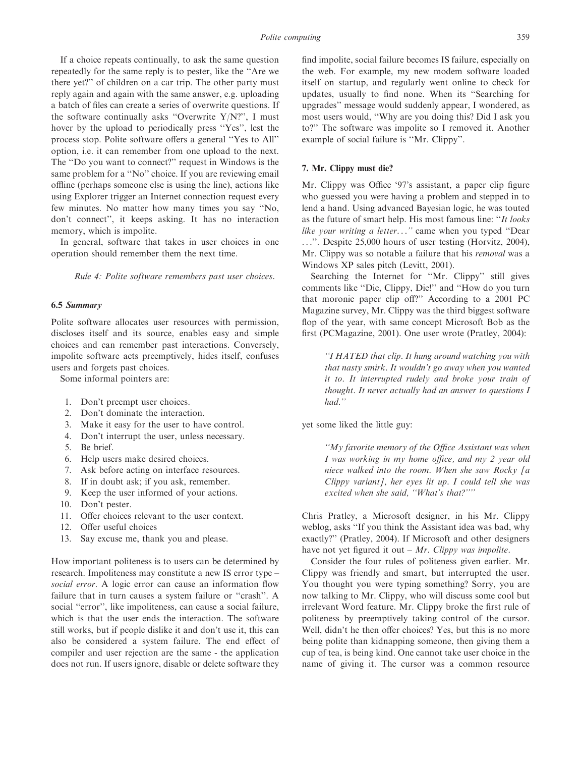If a choice repeats continually, to ask the same question repeatedly for the same reply is to pester, like the "Are we there yet?" of children on a car trip. The other party must reply again and again with the same answer, e.g. uploading a batch of files can create a series of overwrite questions. If the software continually asks "Overwrite Y/N?", I must hover by the upload to periodically press "Yes", lest the process stop. Polite software offers a general "Yes to All" option, i.e. it can remember from one upload to the next. The "Do you want to connect?" request in Windows is the same problem for a "No" choice. If you are reviewing email offline (perhaps someone else is using the line), actions like using Explorer trigger an Internet connection request every few minutes. No matter how many times you say "No, don't connect", it keeps asking. It has no interaction memory, which is impolite.

In general, software that takes in user choices in one operation should remember them the next time.

*Rule 4: Polite software remembers past user choices.*

### 6.5 *Summary*

Polite software allocates user resources with permission, discloses itself and its source, enables easy and simple choices and can remember past interactions. Conversely, impolite software acts preemptively, hides itself, confuses users and forgets past choices.

Some informal pointers are:

1. Don't preempt user choices.
2. Don't dominate the interaction.
3. Make it easy for the user to have control.
4. Don't interrupt the user, unless necessary.
5. Be brief.
6. Help users make desired choices.
7. Ask before acting on interface resources.
8. If in doubt ask; if you ask, remember.
9. Keep the user informed of your actions.
10. Don't pester.
11. Offer choices relevant to the user context.
12. Offer useful choices
13. Say excuse me, thank you and please.

How important politeness is to users can be determined by research. Impoliteness may constitute a new IS error type – *social error*. A logic error can cause an information flow failure that in turn causes a system failure or "crash". A social "error", like impoliteness, can cause a social failure, which is that the user ends the interaction. The software still works, but if people dislike it and don't use it, this can also be considered a system failure. The end effect of compiler and user rejection are the same - the application does not run. If users ignore, disable or delete software they find impolite, social failure becomes IS failure, especially on the web. For example, my new modem software loaded itself on startup, and regularly went online to check for updates, usually to find none. When its "Searching for upgrades" message would suddenly appear, I wondered, as most users would, "Why are you doing this? Did I ask you to?" The software was impolite so I removed it. Another example of social failure is "Mr. Clippy".

## 7. Mr. Clippy must die?

Mr. Clippy was Office '97's assistant, a paper clip figure who guessed you were having a problem and stepped in to lend a hand. Using advanced Bayesian logic, he was touted as the future of smart help. His most famous line: "*It looks like your writing a letter…*" came when you typed "Dear …". Despite 25,000 hours of user testing (Horvitz, 2004), Mr. Clippy was so notable a failure that his *removal* was a Windows XP sales pitch (Levitt, 2001).

Searching the Internet for "Mr. Clippy" still gives comments like "Die, Clippy, Die!" and "How do you turn that moronic paper clip off?" According to a 2001 PC Magazine survey, Mr. Clippy was the third biggest software flop of the year, with same concept Microsoft Bob as the first (PCMagazine, 2001). One user wrote (Pratley, 2004):

> *"I HATED that clip. It hung around watching you with that nasty smirk. It wouldn't go away when you wanted it to. It interrupted rudely and broke your train of thought. It never actually had an answer to questions I had."*

yet some liked the little guy:

> *"My favorite memory of the Office Assistant was when I was working in my home office, and my 2 year old niece walked into the room. When she saw Rocky [a Clippy variant], her eyes lit up. I could tell she was excited when she said, "What's that?""*

Chris Pratley, a Microsoft designer, in his Mr. Clippy weblog, asks "If you think the Assistant idea was bad, why exactly?" (Pratley, 2004). If Microsoft and other designers have not yet figured it out – *Mr. Clippy was impolite*.

Consider the four rules of politeness given earlier. Mr. Clippy was friendly and smart, but interrupted the user. You thought you were typing something? Sorry, you are now talking to Mr. Clippy, who will discuss some cool but irrelevant Word feature. Mr. Clippy broke the first rule of politeness by preemptively taking control of the cursor. Well, didn't he then offer choices? Yes, but this is no more being polite than kidnapping someone, then giving them a cup of tea, is being kind. One cannot take user choice in the name of giving it. The cursor was a common resource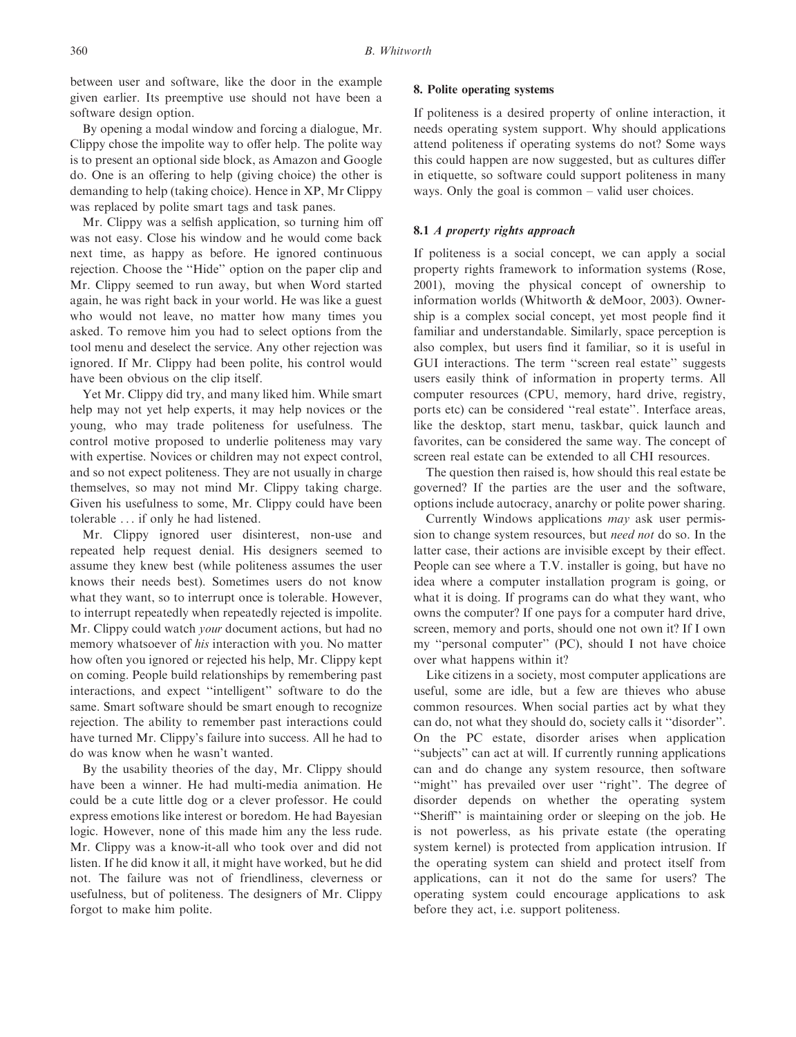between user and software, like the door in the example given earlier. Its preemptive use should not have been a software design option.

By opening a modal window and forcing a dialogue, Mr. Clippy chose the impolite way to offer help. The polite way is to present an optional side block, as Amazon and Google do. One is an offering to help (giving choice) the other is demanding to help (taking choice). Hence in XP, Mr Clippy was replaced by polite smart tags and task panes.

Mr. Clippy was a selfish application, so turning him off was not easy. Close his window and he would come back next time, as happy as before. He ignored continuous rejection. Choose the "Hide" option on the paper clip and Mr. Clippy seemed to run away, but when Word started again, he was right back in your world. He was like a guest who would not leave, no matter how many times you asked. To remove him you had to select options from the tool menu and deselect the service. Any other rejection was ignored. If Mr. Clippy had been polite, his control would have been obvious on the clip itself.

Yet Mr. Clippy did try, and many liked him. While smart help may not yet help experts, it may help novices or the young, who may trade politeness for usefulness. The control motive proposed to underlie politeness may vary with expertise. Novices or children may not expect control, and so not expect politeness. They are not usually in charge themselves, so may not mind Mr. Clippy taking charge. Given his usefulness to some, Mr. Clippy could have been tolerable ... if only he had listened.

Mr. Clippy ignored user disinterest, non-use and repeated help request denial. His designers seemed to assume they knew best (while politeness assumes the user knows their needs best). Sometimes users do not know what they want, so to interrupt once is tolerable. However, to interrupt repeatedly when repeatedly rejected is impolite. Mr. Clippy could watch *your* document actions, but had no memory whatsoever of *his* interaction with you. No matter how often you ignored or rejected his help, Mr. Clippy kept on coming. People build relationships by remembering past interactions, and expect "intelligent" software to do the same. Smart software should be smart enough to recognize rejection. The ability to remember past interactions could have turned Mr. Clippy's failure into success. All he had to do was know when he wasn't wanted.

By the usability theories of the day, Mr. Clippy should have been a winner. He had multi-media animation. He could be a cute little dog or a clever professor. He could express emotions like interest or boredom. He had Bayesian logic. However, none of this made him any the less rude. Mr. Clippy was a know-it-all who took over and did not listen. If he did know it all, it might have worked, but he did not. The failure was not of friendliness, cleverness or usefulness, but of politeness. The designers of Mr. Clippy forgot to make him polite.

## 8. Polite operating systems

If politeness is a desired property of online interaction, it needs operating system support. Why should applications attend politeness if operating systems do not? Some ways this could happen are now suggested, but as cultures differ in etiquette, so software could support politeness in many ways. Only the goal is common – valid user choices.

### 8.1 *A property rights approach*

If politeness is a social concept, we can apply a social property rights framework to information systems (Rose, 2001), moving the physical concept of ownership to information worlds (Whitworth & deMoor, 2003). Ownership is a complex social concept, yet most people find it familiar and understandable. Similarly, space perception is also complex, but users find it familiar, so it is useful in GUI interactions. The term "screen real estate" suggests users easily think of information in property terms. All computer resources (CPU, memory, hard drive, registry, ports etc) can be considered "real estate". Interface areas, like the desktop, start menu, taskbar, quick launch and favorites, can be considered the same way. The concept of screen real estate can be extended to all CHI resources.

The question then raised is, how should this real estate be governed? If the parties are the user and the software, options include autocracy, anarchy or polite power sharing.

Currently Windows applications *may* ask user permission to change system resources, but *need not* do so. In the latter case, their actions are invisible except by their effect. People can see where a T.V. installer is going, but have no idea where a computer installation program is going, or what it is doing. If programs can do what they want, who owns the computer? If one pays for a computer hard drive, screen, memory and ports, should one not own it? If I own my "personal computer" (PC), should I not have choice over what happens within it?

Like citizens in a society, most computer applications are useful, some are idle, but a few are thieves who abuse common resources. When social parties act by what they can do, not what they should do, society calls it "disorder". On the PC estate, disorder arises when application "subjects" can act at will. If currently running applications can and do change any system resource, then software "might" has prevailed over user "right". The degree of disorder depends on whether the operating system "Sheriff" is maintaining order or sleeping on the job. He is not powerless, as his private estate (the operating system kernel) is protected from application intrusion. If the operating system can shield and protect itself from applications, can it not do the same for users? The operating system could encourage applications to ask before they act, i.e. support politeness.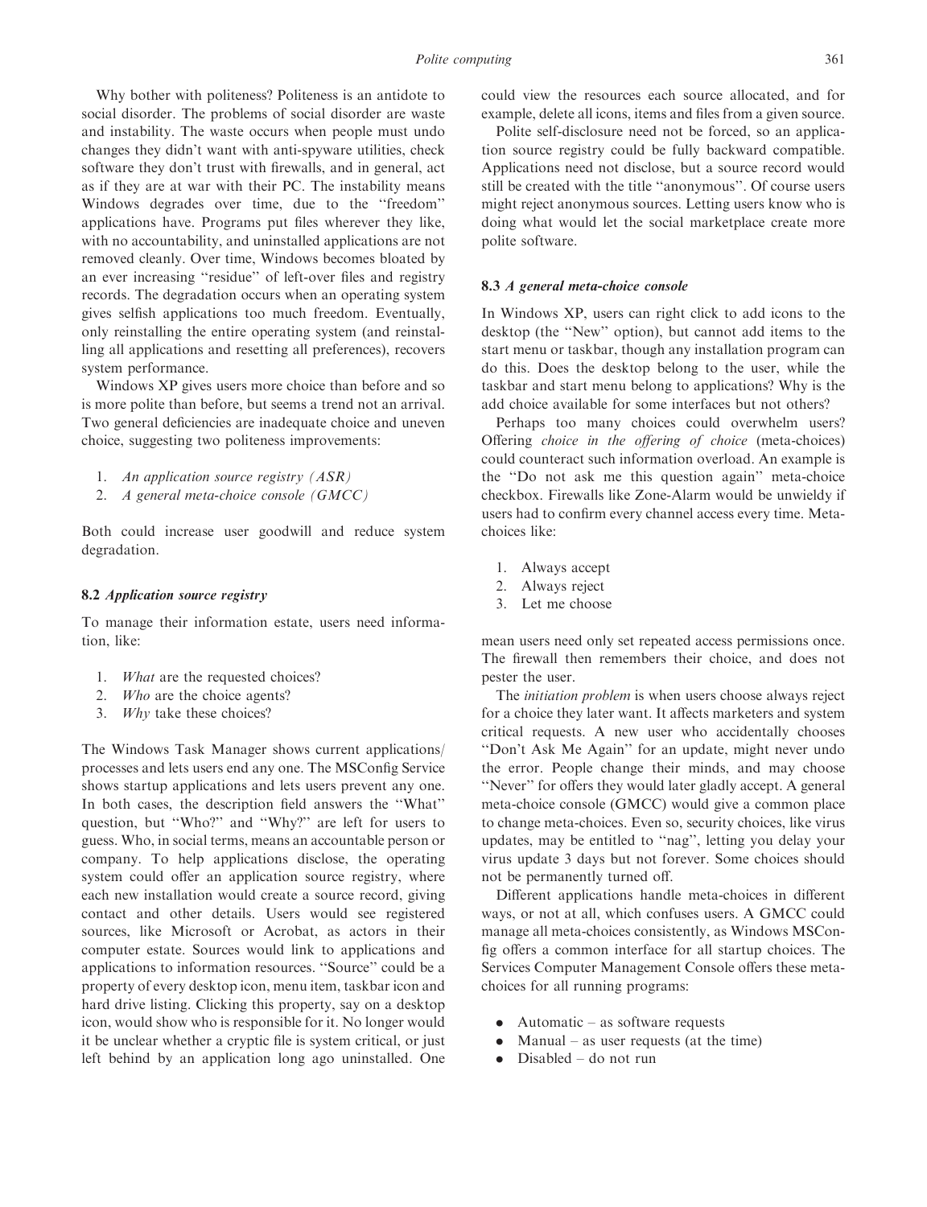Why bother with politeness? Politeness is an antidote to social disorder. The problems of social disorder are waste and instability. The waste occurs when people must undo changes they didn't want with anti-spyware utilities, check software they don't trust with firewalls, and in general, act as if they are at war with their PC. The instability means Windows degrades over time, due to the "freedom" applications have. Programs put files wherever they like, with no accountability, and uninstalled applications are not removed cleanly. Over time, Windows becomes bloated by an ever increasing "residue" of left-over files and registry records. The degradation occurs when an operating system gives selfish applications too much freedom. Eventually, only reinstalling the entire operating system (and reinstalling all applications and resetting all preferences), recovers system performance.

Windows XP gives users more choice than before and so is more polite than before, but seems a trend not an arrival. Two general deficiencies are inadequate choice and uneven choice, suggesting two politeness improvements:

1. *An application source registry (ASR)*
2. *A general meta-choice console (GMCC)*

Both could increase user goodwill and reduce system degradation.

### 8.2 *Application source registry*

To manage their information estate, users need information, like:

1. *What* are the requested choices?
2. *Who* are the choice agents?
3. *Why* take these choices?

The Windows Task Manager shows current applications/processes and lets users end any one. The MSConfig Service shows startup applications and lets users prevent any one. In both cases, the description field answers the "What" question, but "Who?" and "Why?" are left for users to guess. Who, in social terms, means an accountable person or company. To help applications disclose, the operating system could offer an application source registry, where each new installation would create a source record, giving contact and other details. Users would see registered sources, like Microsoft or Acrobat, as actors in their computer estate. Sources would link to applications and applications to information resources. "Source" could be a property of every desktop icon, menu item, taskbar icon and hard drive listing. Clicking this property, say on a desktop icon, would show who is responsible for it. No longer would it be unclear whether a cryptic file is system critical, or just left behind by an application long ago uninstalled. One could view the resources each source allocated, and for example, delete all icons, items and files from a given source.

Polite self-disclosure need not be forced, so an application source registry could be fully backward compatible. Applications need not disclose, but a source record would still be created with the title "anonymous". Of course users might reject anonymous sources. Letting users know who is doing what would let the social marketplace create more polite software.

### 8.3 *A general meta-choice console*

In Windows XP, users can right click to add icons to the desktop (the "New" option), but cannot add items to the start menu or taskbar, though any installation program can do this. Does the desktop belong to the user, while the taskbar and start menu belong to applications? Why is the add choice available for some interfaces but not others?

Perhaps too many choices could overwhelm users? Offering *choice in the offering of choice* (meta-choices) could counteract such information overload. An example is the "Do not ask me this question again" meta-choice checkbox. Firewalls like Zone-Alarm would be unwieldy if users had to confirm every channel access every time. Meta-choices like:

1. Always accept
2. Always reject
3. Let me choose

mean users need only set repeated access permissions once. The firewall then remembers their choice, and does not pester the user.

The *initiation problem* is when users choose always reject for a choice they later want. It affects marketers and system critical requests. A new user who accidentally chooses "Don't Ask Me Again" for an update, might never undo the error. People change their minds, and may choose "Never" for offers they would later gladly accept. A general meta-choice console (GMCC) would give a common place to change meta-choices. Even so, security choices, like virus updates, may be entitled to "nag", letting you delay your virus update 3 days but not forever. Some choices should not be permanently turned off.

Different applications handle meta-choices in different ways, or not at all, which confuses users. A GMCC could manage all meta-choices consistently, as Windows MSConfig offers a common interface for all startup choices. The Services Computer Management Console offers these meta-choices for all running programs:

- Automatic – as software requests
- Manual – as user requests (at the time)
- Disabled – do not run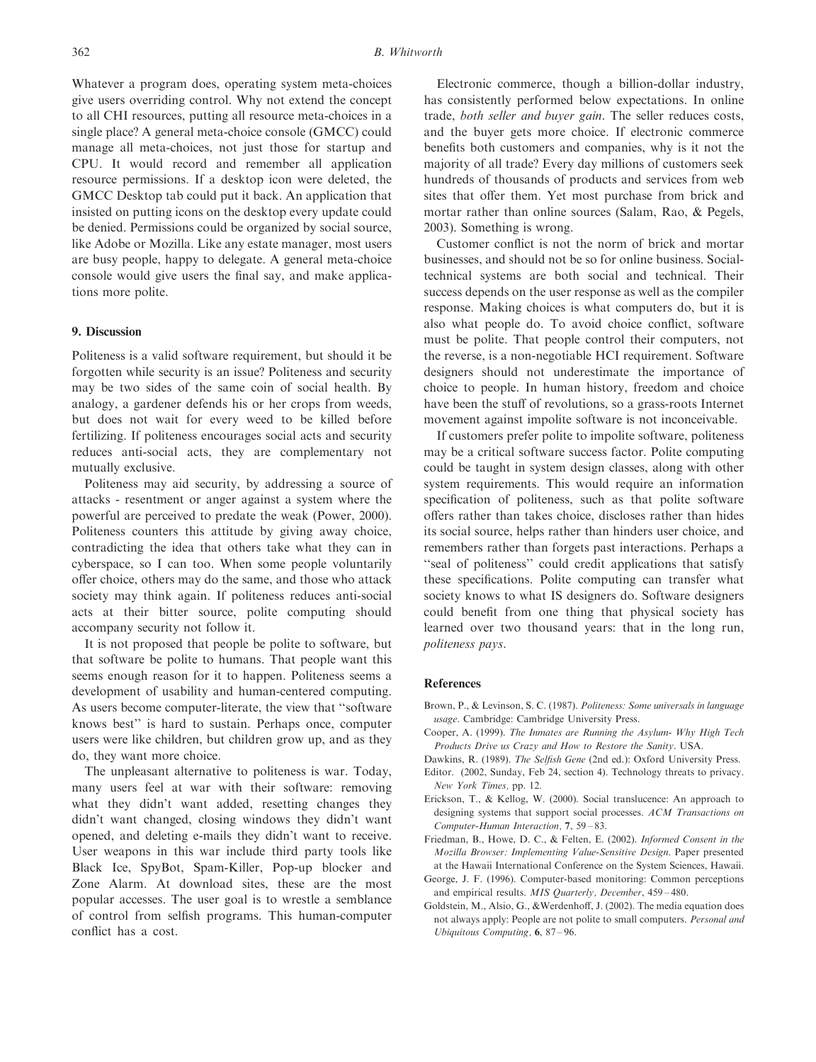Whatever a program does, operating system meta-choices give users overriding control. Why not extend the concept to all CHI resources, putting all resource meta-choices in a single place? A general meta-choice console (GMCC) could manage all meta-choices, not just those for startup and CPU. It would record and remember all application resource permissions. If a desktop icon were deleted, the GMCC Desktop tab could put it back. An application that insisted on putting icons on the desktop every update could be denied. Permissions could be organized by social source, like Adobe or Mozilla. Like any estate manager, most users are busy people, happy to delegate. A general meta-choice console would give users the final say, and make applications more polite.

## 9. Discussion

Politeness is a valid software requirement, but should it be forgotten while security is an issue? Politeness and security may be two sides of the same coin of social health. By analogy, a gardener defends his or her crops from weeds, but does not wait for every weed to be killed before fertilizing. If politeness encourages social acts and security reduces anti-social acts, they are complementary not mutually exclusive.

Politeness may aid security, by addressing a source of attacks - resentment or anger against a system where the powerful are perceived to predate the weak (Power, 2000). Politeness counters this attitude by giving away choice, contradicting the idea that others take what they can in cyberspace, so I can too. When some people voluntarily offer choice, others may do the same, and those who attack society may think again. If politeness reduces anti-social acts at their bitter source, polite computing should accompany security not follow it.

It is not proposed that people be polite to software, but that software be polite to humans. That people want this seems enough reason for it to happen. Politeness seems a development of usability and human-centered computing. As users become computer-literate, the view that "software knows best" is hard to sustain. Perhaps once, computer users were like children, but children grow up, and as they do, they want more choice.

The unpleasant alternative to politeness is war. Today, many users feel at war with their software: removing what they didn't want added, resetting changes they didn't want changed, closing windows they didn't want opened, and deleting e-mails they didn't want to receive. User weapons in this war include third party tools like Black Ice, SpyBot, Spam-Killer, Pop-up blocker and Zone Alarm. At download sites, these are the most popular accesses. The user goal is to wrestle a semblance of control from selfish programs. This human-computer conflict has a cost.

Electronic commerce, though a billion-dollar industry, has consistently performed below expectations. In online trade, *both seller and buyer gain*. The seller reduces costs, and the buyer gets more choice. If electronic commerce benefits both customers and companies, why is it not the majority of all trade? Every day millions of customers seek hundreds of thousands of products and services from web sites that offer them. Yet most purchase from brick and mortar rather than online sources (Salam, Rao, & Pegels, 2003). Something is wrong.

Customer conflict is not the norm of brick and mortar businesses, and should not be so for online business. Social-technical systems are both social and technical. Their success depends on the user response as well as the compiler response. Making choices is what computers do, but it is also what people do. To avoid choice conflict, software must be polite. That people control their computers, not the reverse, is a non-negotiable HCI requirement. Software designers should not underestimate the importance of choice to people. In human history, freedom and choice have been the stuff of revolutions, so a grass-roots Internet movement against impolite software is not inconceivable.

If customers prefer polite to impolite software, politeness may be a critical software success factor. Polite computing could be taught in system design classes, along with other system requirements. This would require an information specification of politeness, such as that polite software offers rather than takes choice, discloses rather than hides its social source, helps rather than hinders user choice, and remembers rather than forgets past interactions. Perhaps a "seal of politeness" could credit applications that satisfy these specifications. Polite computing can transfer what society knows to what IS designers do. Software designers could benefit from one thing that physical society has learned over two thousand years: that in the long run, *politeness pays*.

## References

Brown, P., & Levinson, S. C. (1987). *Politeness: Some universals in language usage*. Cambridge: Cambridge University Press.

Cooper, A. (1999). *The Inmates are Running the Asylum- Why High Tech Products Drive us Crazy and How to Restore the Sanity*. USA.

Dawkins, R. (1989). *The Selfish Gene* (2nd ed.): Oxford University Press.

Editor. (2002, Sunday, Feb 24, section 4). Technology threats to privacy. *New York Times,* pp. 12.

Erickson, T., & Kellog, W. (2000). Social translucence: An approach to designing systems that support social processes. *ACM Transactions on Computer-Human Interaction,* **7**, 59–83.

Friedman, B., Howe, D. C., & Felten, E. (2002). *Informed Consent in the Mozilla Browser: Implementing Value-Sensitive Design*. Paper presented at the Hawaii International Conference on the System Sciences, Hawaii.

George, J. F. (1996). Computer-based monitoring: Common perceptions and empirical results. *MIS Quarterly, December*, 459–480.

Goldstein, M., Alsio, G., &Werdenhoff, J. (2002). The media equation does not always apply: People are not polite to small computers. *Personal and Ubiquitous Computing,* **6**, 87–96.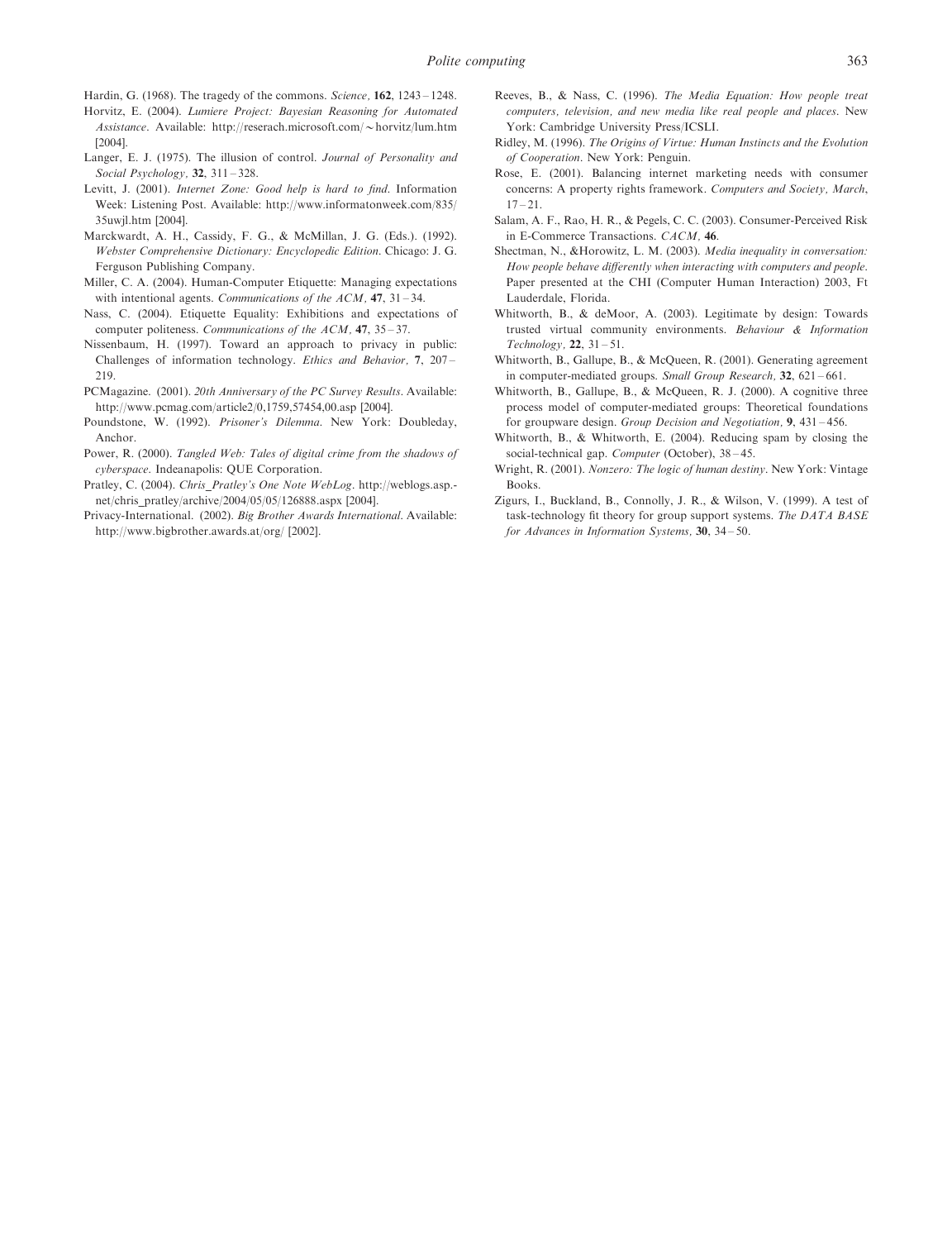Hardin, G. (1968). The tragedy of the commons. *Science,* **162**, 1243 – 1248.

Horvitz, E. (2004). *Lumiere Project: Bayesian Reasoning for Automated Assistance*. Available: http://reserach.microsoft.com/~horvitz/lum.htm [2004].

Langer, E. J. (1975). The illusion of control. *Journal of Personality and Social Psychology,* **32**, 311 – 328.

Levitt, J. (2001). *Internet Zone: Good help is hard to find*. Information Week: Listening Post. Available: http://www.informatonweek.com/835/35uwjl.htm [2004].

Marckwardt, A. H., Cassidy, F. G., & McMillan, J. G. (Eds.). (1992). *Webster Comprehensive Dictionary: Encyclopedic Edition*. Chicago: J. G. Ferguson Publishing Company.

Miller, C. A. (2004). Human-Computer Etiquette: Managing expectations with intentional agents. *Communications of the ACM,* **47**, 31 – 34.

Nass, C. (2004). Etiquette Equality: Exhibitions and expectations of computer politeness. *Communications of the ACM,* **47**, 35 – 37.

Nissenbaum, H. (1997). Toward an approach to privacy in public: Challenges of information technology. *Ethics and Behavior,* **7**, 207 – 219.

PCMagazine. (2001). *20th Anniversary of the PC Survey Results*. Available: http://www.pcmag.com/article2/0,1759,57454,00.asp [2004].

Poundstone, W. (1992). *Prisoner's Dilemma*. New York: Doubleday, Anchor.

Power, R. (2000). *Tangled Web: Tales of digital crime from the shadows of cyberspace*. Indeanapolis: QUE Corporation.

Pratley, C. (2004). *Chris_Pratley's One Note WebLog*. http://weblogs.asp.net/chris_pratley/archive/2004/05/05/126888.aspx [2004].

Privacy-International. (2002). *Big Brother Awards International*. Available: http://www.bigbrother.awards.at/org/ [2002].

Reeves, B., & Nass, C. (1996). *The Media Equation: How people treat computers, television, and new media like real people and places*. New York: Cambridge University Press/ICSLI.

Ridley, M. (1996). *The Origins of Virtue: Human Instincts and the Evolution of Cooperation*. New York: Penguin.

Rose, E. (2001). Balancing internet marketing needs with consumer concerns: A property rights framework. *Computers and Society, March*, 17 – 21.

Salam, A. F., Rao, H. R., & Pegels, C. C. (2003). Consumer-Perceived Risk in E-Commerce Transactions. *CACM,* **46**.

Shectman, N., &Horowitz, L. M. (2003). *Media inequality in conversation: How people behave differently when interacting with computers and people*. Paper presented at the CHI (Computer Human Interaction) 2003, Ft Lauderdale, Florida.

Whitworth, B., & deMoor, A. (2003). Legitimate by design: Towards trusted virtual community environments. *Behaviour & Information Technology,* **22**, 31 – 51.

Whitworth, B., Gallupe, B., & McQueen, R. (2001). Generating agreement in computer-mediated groups. *Small Group Research,* **32**, 621 – 661.

Whitworth, B., Gallupe, B., & McQueen, R. J. (2000). A cognitive three process model of computer-mediated groups: Theoretical foundations for groupware design. *Group Decision and Negotiation,* **9**, 431 – 456.

Whitworth, B., & Whitworth, E. (2004). Reducing spam by closing the social-technical gap. *Computer* (October), 38 – 45.

Wright, R. (2001). *Nonzero: The logic of human destiny*. New York: Vintage Books.

Zigurs, I., Buckland, B., Connolly, J. R., & Wilson, V. (1999). A test of task-technology fit theory for group support systems. *The DATA BASE for Advances in Information Systems,* **30**, 34 – 50.